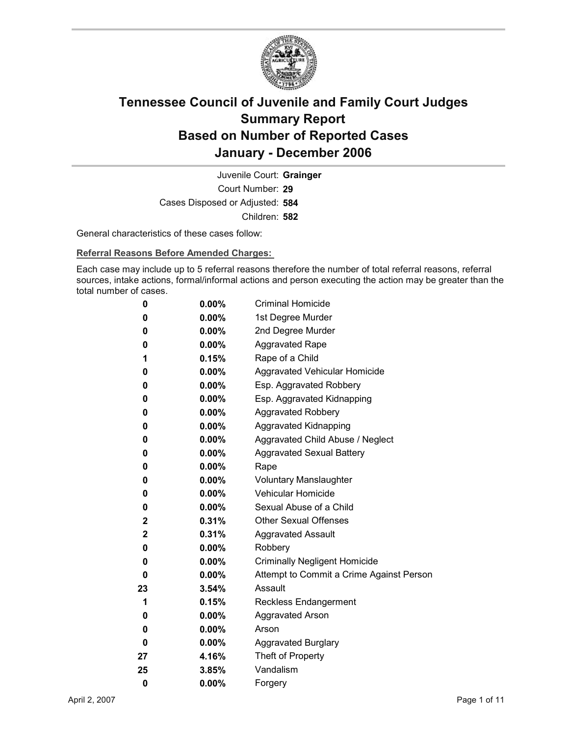# Tennessee Council of Juvenile and Family Court Judges
# Summary Report
# Based on Number of Reported Cases
# January - December 2006

Juvenile Court: **Grainger**

Court Number: **29**

Cases Disposed or Adjusted: **584**

Children: **582**

General characteristics of these cases follow:

**Referral Reasons Before Amended Charges:**

Each case may include up to 5 referral reasons therefore the number of total referral reasons, referral sources, intake actions, formal/informal actions and person executing the action may be greater than the total number of cases.

| | | |
|---|---|---|
| **0** | **0.00%** | Criminal Homicide |
| **0** | **0.00%** | 1st Degree Murder |
| **0** | **0.00%** | 2nd Degree Murder |
| **0** | **0.00%** | Aggravated Rape |
| **1** | **0.15%** | Rape of a Child |
| **0** | **0.00%** | Aggravated Vehicular Homicide |
| **0** | **0.00%** | Esp. Aggravated Robbery |
| **0** | **0.00%** | Esp. Aggravated Kidnapping |
| **0** | **0.00%** | Aggravated Robbery |
| **0** | **0.00%** | Aggravated Kidnapping |
| **0** | **0.00%** | Aggravated Child Abuse / Neglect |
| **0** | **0.00%** | Aggravated Sexual Battery |
| **0** | **0.00%** | Rape |
| **0** | **0.00%** | Voluntary Manslaughter |
| **0** | **0.00%** | Vehicular Homicide |
| **0** | **0.00%** | Sexual Abuse of a Child |
| **2** | **0.31%** | Other Sexual Offenses |
| **2** | **0.31%** | Aggravated Assault |
| **0** | **0.00%** | Robbery |
| **0** | **0.00%** | Criminally Negligent Homicide |
| **0** | **0.00%** | Attempt to Commit a Crime Against Person |
| **23** | **3.54%** | Assault |
| **1** | **0.15%** | Reckless Endangerment |
| **0** | **0.00%** | Aggravated Arson |
| **0** | **0.00%** | Arson |
| **0** | **0.00%** | Aggravated Burglary |
| **27** | **4.16%** | Theft of Property |
| **25** | **3.85%** | Vandalism |
| **0** | **0.00%** | Forgery |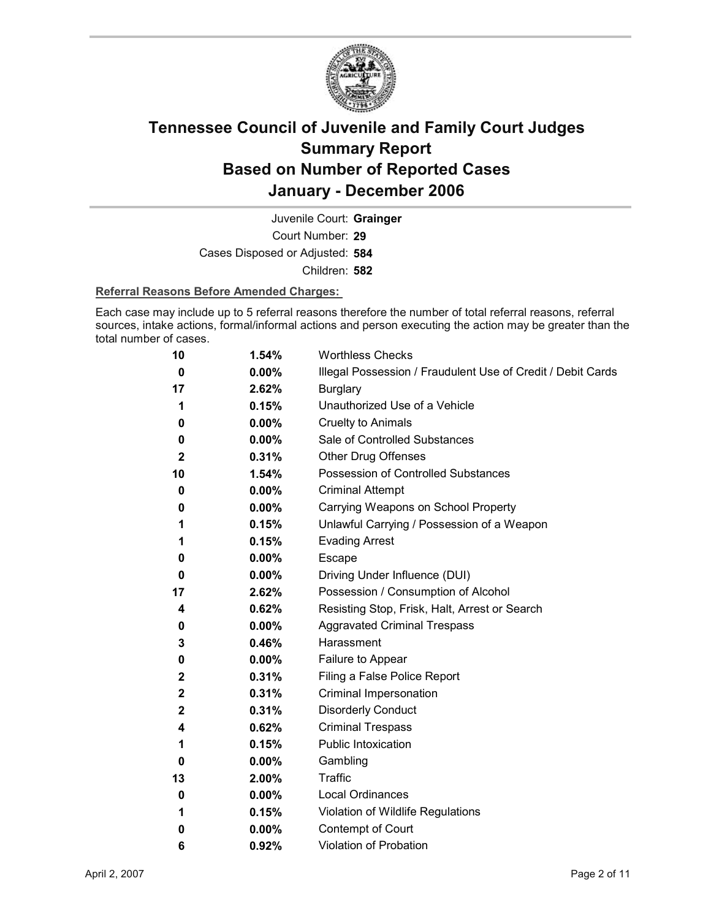# Tennessee Council of Juvenile and Family Court Judges
# Summary Report
# Based on Number of Reported Cases
# January - December 2006

Juvenile Court: **Grainger**

Court Number: **29**

Cases Disposed or Adjusted: **584**

Children: **582**

**Referral Reasons Before Amended Charges:**

Each case may include up to 5 referral reasons therefore the number of total referral reasons, referral sources, intake actions, formal/informal actions and person executing the action may be greater than the total number of cases.

| Count | Percent | Referral Reason |
|---|---|---|
| 10 | 1.54% | Worthless Checks |
| 0 | 0.00% | Illegal Possession / Fraudulent Use of Credit / Debit Cards |
| 17 | 2.62% | Burglary |
| 1 | 0.15% | Unauthorized Use of a Vehicle |
| 0 | 0.00% | Cruelty to Animals |
| 0 | 0.00% | Sale of Controlled Substances |
| 2 | 0.31% | Other Drug Offenses |
| 10 | 1.54% | Possession of Controlled Substances |
| 0 | 0.00% | Criminal Attempt |
| 0 | 0.00% | Carrying Weapons on School Property |
| 1 | 0.15% | Unlawful Carrying / Possession of a Weapon |
| 1 | 0.15% | Evading Arrest |
| 0 | 0.00% | Escape |
| 0 | 0.00% | Driving Under Influence (DUI) |
| 17 | 2.62% | Possession / Consumption of Alcohol |
| 4 | 0.62% | Resisting Stop, Frisk, Halt, Arrest or Search |
| 0 | 0.00% | Aggravated Criminal Trespass |
| 3 | 0.46% | Harassment |
| 0 | 0.00% | Failure to Appear |
| 2 | 0.31% | Filing a False Police Report |
| 2 | 0.31% | Criminal Impersonation |
| 2 | 0.31% | Disorderly Conduct |
| 4 | 0.62% | Criminal Trespass |
| 1 | 0.15% | Public Intoxication |
| 0 | 0.00% | Gambling |
| 13 | 2.00% | Traffic |
| 0 | 0.00% | Local Ordinances |
| 1 | 0.15% | Violation of Wildlife Regulations |
| 0 | 0.00% | Contempt of Court |
| 6 | 0.92% | Violation of Probation |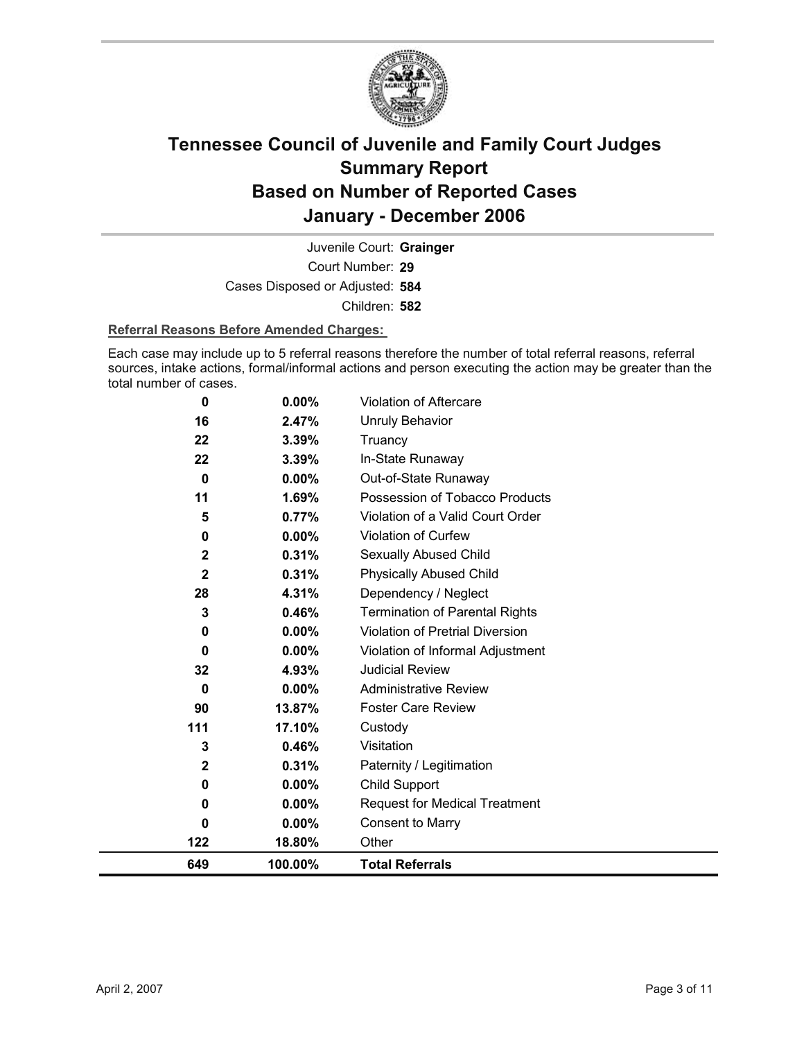# Tennessee Council of Juvenile and Family Court Judges
## Summary Report
## Based on Number of Reported Cases
## January - December 2006

Juvenile Court: **Grainger**

Court Number: **29**

Cases Disposed or Adjusted: **584**

Children: **582**

**Referral Reasons Before Amended Charges:**

Each case may include up to 5 referral reasons therefore the number of total referral reasons, referral sources, intake actions, formal/informal actions and person executing the action may be greater than the total number of cases.

| Count | Percent | Referral Reason |
|---|---|---|
| 0 | 0.00% | Violation of Aftercare |
| 16 | 2.47% | Unruly Behavior |
| 22 | 3.39% | Truancy |
| 22 | 3.39% | In-State Runaway |
| 0 | 0.00% | Out-of-State Runaway |
| 11 | 1.69% | Possession of Tobacco Products |
| 5 | 0.77% | Violation of a Valid Court Order |
| 0 | 0.00% | Violation of Curfew |
| 2 | 0.31% | Sexually Abused Child |
| 2 | 0.31% | Physically Abused Child |
| 28 | 4.31% | Dependency / Neglect |
| 3 | 0.46% | Termination of Parental Rights |
| 0 | 0.00% | Violation of Pretrial Diversion |
| 0 | 0.00% | Violation of Informal Adjustment |
| 32 | 4.93% | Judicial Review |
| 0 | 0.00% | Administrative Review |
| 90 | 13.87% | Foster Care Review |
| 111 | 17.10% | Custody |
| 3 | 0.46% | Visitation |
| 2 | 0.31% | Paternity / Legitimation |
| 0 | 0.00% | Child Support |
| 0 | 0.00% | Request for Medical Treatment |
| 0 | 0.00% | Consent to Marry |
| 122 | 18.80% | Other |
| **649** | **100.00%** | **Total Referrals** |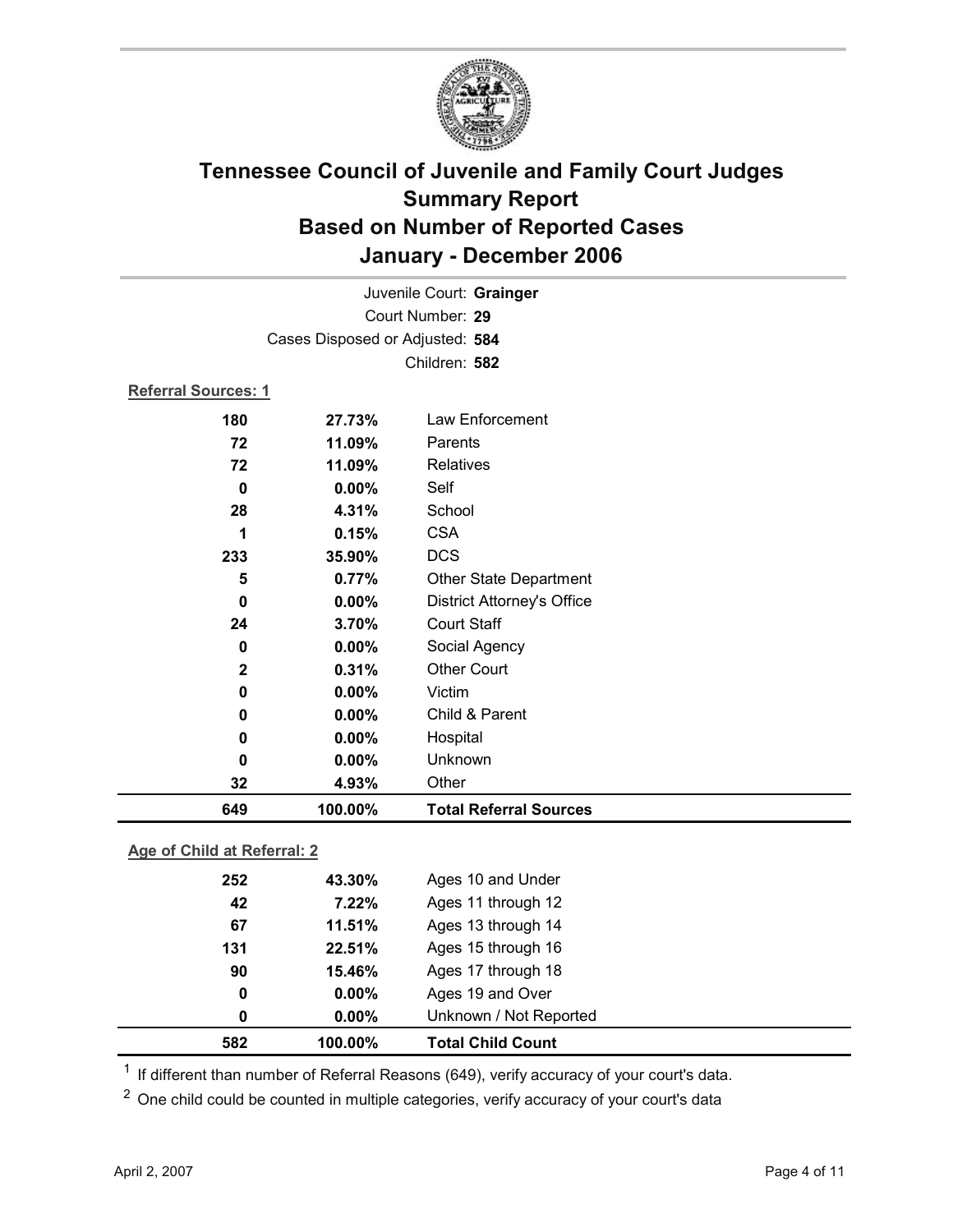# Tennessee Council of Juvenile and Family Court Judges
## Summary Report
## Based on Number of Reported Cases
## January - December 2006

Juvenile Court: **Grainger**
Court Number: **29**
Cases Disposed or Adjusted: **584**
Children: **582**

**Referral Sources: 1**

| | | |
|---|---|---|
| 180 | 27.73% | Law Enforcement |
| 72 | 11.09% | Parents |
| 72 | 11.09% | Relatives |
| 0 | 0.00% | Self |
| 28 | 4.31% | School |
| 1 | 0.15% | CSA |
| 233 | 35.90% | DCS |
| 5 | 0.77% | Other State Department |
| 0 | 0.00% | District Attorney's Office |
| 24 | 3.70% | Court Staff |
| 0 | 0.00% | Social Agency |
| 2 | 0.31% | Other Court |
| 0 | 0.00% | Victim |
| 0 | 0.00% | Child & Parent |
| 0 | 0.00% | Hospital |
| 0 | 0.00% | Unknown |
| 32 | 4.93% | Other |
| **649** | **100.00%** | **Total Referral Sources** |

**Age of Child at Referral: 2**

| | | |
|---|---|---|
| 252 | 43.30% | Ages 10 and Under |
| 42 | 7.22% | Ages 11 through 12 |
| 67 | 11.51% | Ages 13 through 14 |
| 131 | 22.51% | Ages 15 through 16 |
| 90 | 15.46% | Ages 17 through 18 |
| 0 | 0.00% | Ages 19 and Over |
| 0 | 0.00% | Unknown / Not Reported |
| **582** | **100.00%** | **Total Child Count** |

[1] If different than number of Referral Reasons (649), verify accuracy of your court's data.

[2] One child could be counted in multiple categories, verify accuracy of your court's data

April 2, 2007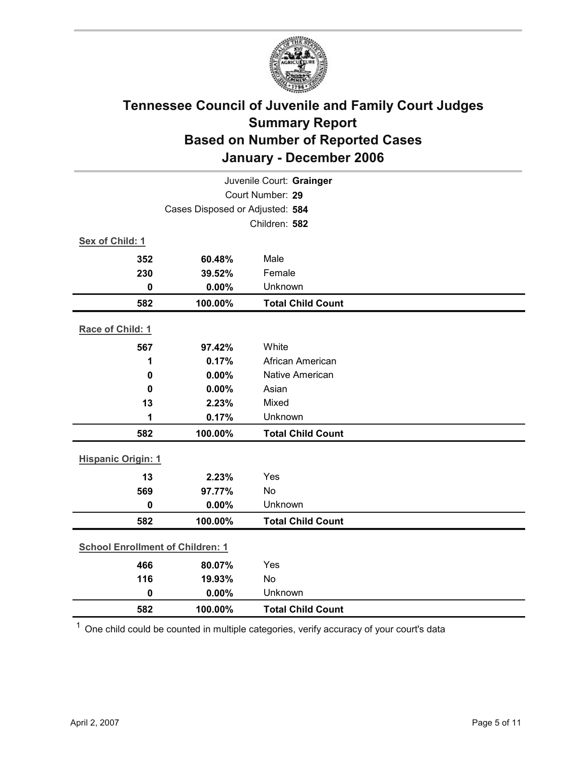# Tennessee Council of Juvenile and Family Court Judges
## Summary Report
## Based on Number of Reported Cases
## January - December 2006

Juvenile Court: **Grainger**
Court Number: **29**
Cases Disposed or Adjusted: **584**
Children: **582**

**Sex of Child: 1**

| | | |
|---|---|---|
| **352** | **60.48%** | Male |
| **230** | **39.52%** | Female |
| **0** | **0.00%** | Unknown |
| **582** | **100.00%** | **Total Child Count** |

**Race of Child: 1**

| | | |
|---|---|---|
| **567** | **97.42%** | White |
| **1** | **0.17%** | African American |
| **0** | **0.00%** | Native American |
| **0** | **0.00%** | Asian |
| **13** | **2.23%** | Mixed |
| **1** | **0.17%** | Unknown |
| **582** | **100.00%** | **Total Child Count** |

**Hispanic Origin: 1**

| | | |
|---|---|---|
| **13** | **2.23%** | Yes |
| **569** | **97.77%** | No |
| **0** | **0.00%** | Unknown |
| **582** | **100.00%** | **Total Child Count** |

**School Enrollment of Children: 1**

| | | |
|---|---|---|
| **466** | **80.07%** | Yes |
| **116** | **19.93%** | No |
| **0** | **0.00%** | Unknown |
| **582** | **100.00%** | **Total Child Count** |

[1] One child could be counted in multiple categories, verify accuracy of your court's data

April 2, 2007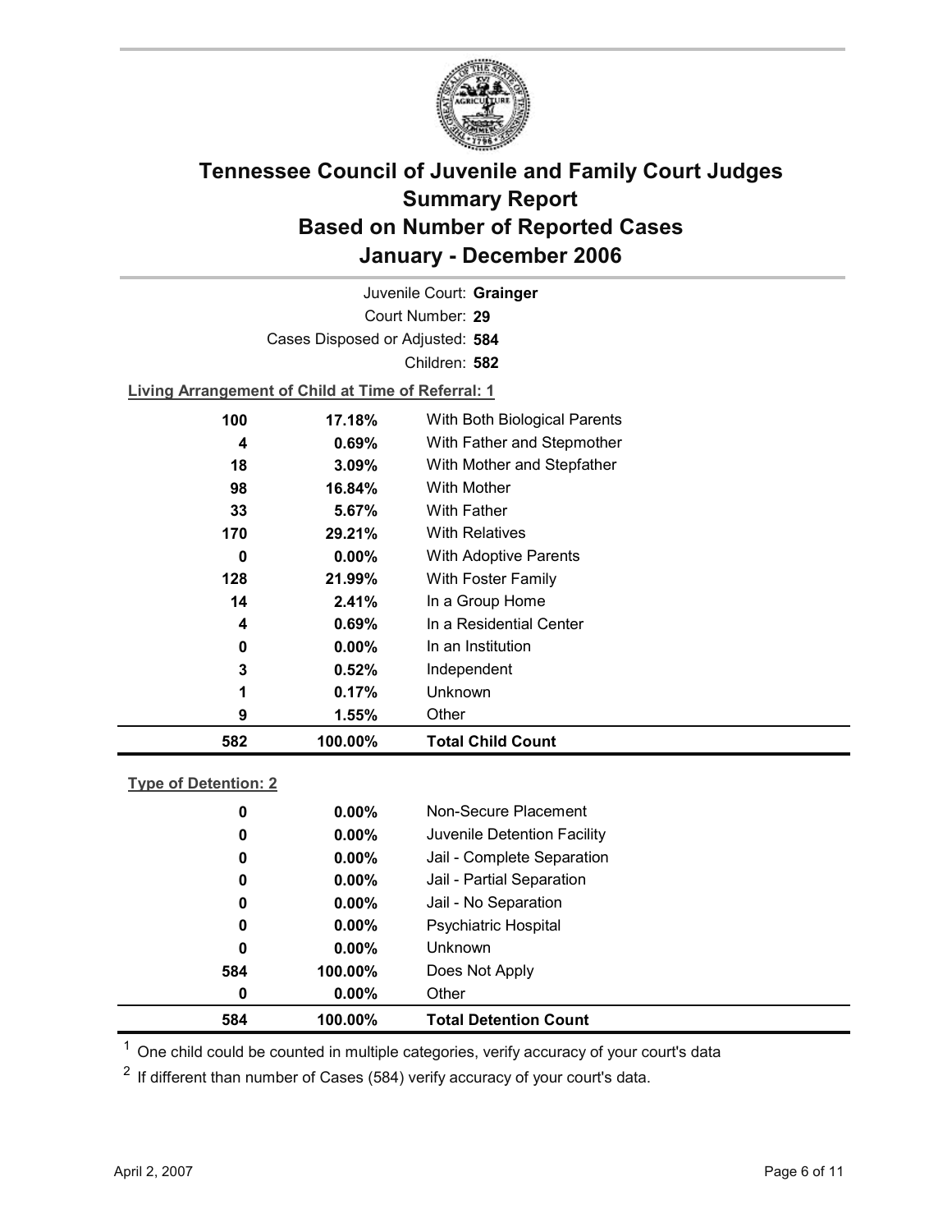# Tennessee Council of Juvenile and Family Court Judges Summary Report Based on Number of Reported Cases January - December 2006

Juvenile Court: **Grainger**

Court Number: **29**

Cases Disposed or Adjusted: **584**

Children: **582**

**Living Arrangement of Child at Time of Referral: 1**

| Count | Percent | Category |
|---|---|---|
| 100 | 17.18% | With Both Biological Parents |
| 4 | 0.69% | With Father and Stepmother |
| 18 | 3.09% | With Mother and Stepfather |
| 98 | 16.84% | With Mother |
| 33 | 5.67% | With Father |
| 170 | 29.21% | With Relatives |
| 0 | 0.00% | With Adoptive Parents |
| 128 | 21.99% | With Foster Family |
| 14 | 2.41% | In a Group Home |
| 4 | 0.69% | In a Residential Center |
| 0 | 0.00% | In an Institution |
| 3 | 0.52% | Independent |
| 1 | 0.17% | Unknown |
| 9 | 1.55% | Other |
| **582** | **100.00%** | **Total Child Count** |

**Type of Detention: 2**

| Count | Percent | Category |
|---|---|---|
| 0 | 0.00% | Non-Secure Placement |
| 0 | 0.00% | Juvenile Detention Facility |
| 0 | 0.00% | Jail - Complete Separation |
| 0 | 0.00% | Jail - Partial Separation |
| 0 | 0.00% | Jail - No Separation |
| 0 | 0.00% | Psychiatric Hospital |
| 0 | 0.00% | Unknown |
| 584 | 100.00% | Does Not Apply |
| 0 | 0.00% | Other |
| **584** | **100.00%** | **Total Detention Count** |

[1] One child could be counted in multiple categories, verify accuracy of your court's data

[2] If different than number of Cases (584) verify accuracy of your court's data.

April 2, 2007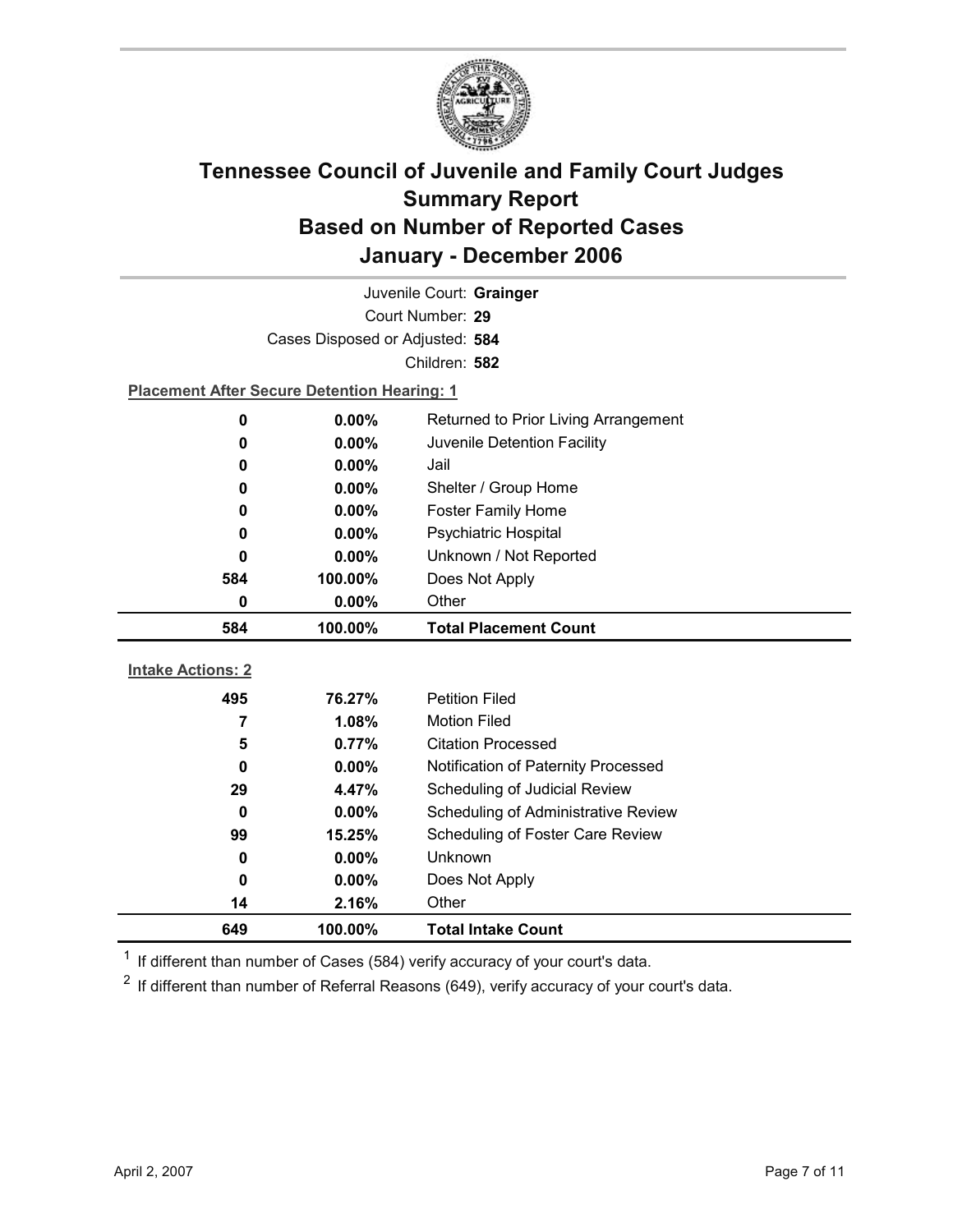# Tennessee Council of Juvenile and Family Court Judges
## Summary Report
## Based on Number of Reported Cases
## January - December 2006

Juvenile Court: **Grainger**

Court Number: **29**

Cases Disposed or Adjusted: **584**

Children: **582**

**Placement After Secure Detention Hearing: 1**

| Count | Percent | Placement |
|---|---|---|
| 0 | 0.00% | Returned to Prior Living Arrangement |
| 0 | 0.00% | Juvenile Detention Facility |
| 0 | 0.00% | Jail |
| 0 | 0.00% | Shelter / Group Home |
| 0 | 0.00% | Foster Family Home |
| 0 | 0.00% | Psychiatric Hospital |
| 0 | 0.00% | Unknown / Not Reported |
| 584 | 100.00% | Does Not Apply |
| 0 | 0.00% | Other |
| **584** | **100.00%** | **Total Placement Count** |

**Intake Actions: 2**

| Count | Percent | Action |
|---|---|---|
| 495 | 76.27% | Petition Filed |
| 7 | 1.08% | Motion Filed |
| 5 | 0.77% | Citation Processed |
| 0 | 0.00% | Notification of Paternity Processed |
| 29 | 4.47% | Scheduling of Judicial Review |
| 0 | 0.00% | Scheduling of Administrative Review |
| 99 | 15.25% | Scheduling of Foster Care Review |
| 0 | 0.00% | Unknown |
| 0 | 0.00% | Does Not Apply |
| 14 | 2.16% | Other |
| **649** | **100.00%** | **Total Intake Count** |

[1] If different than number of Cases (584) verify accuracy of your court's data.

[2] If different than number of Referral Reasons (649), verify accuracy of your court's data.

April 2, 2007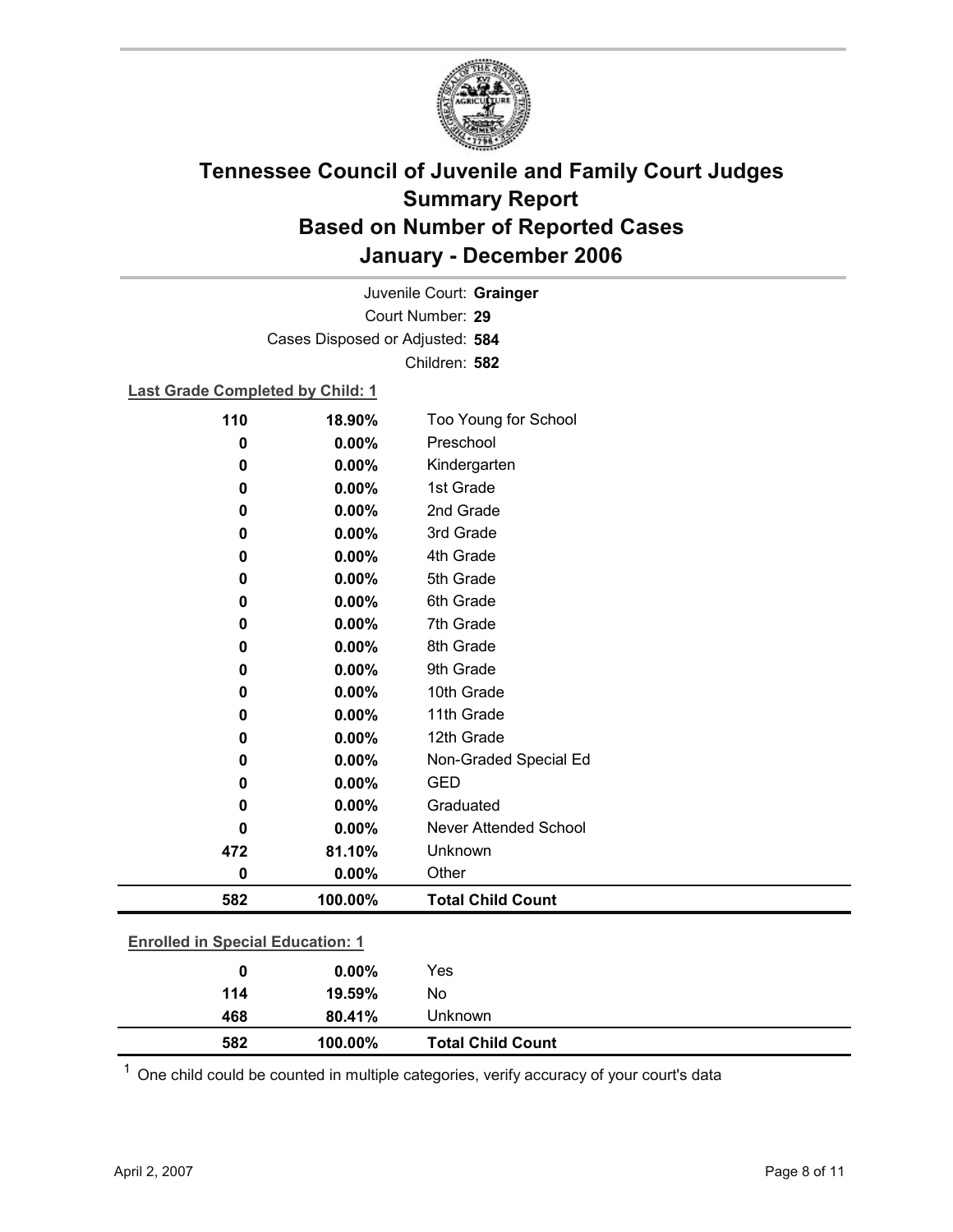# Tennessee Council of Juvenile and Family Court Judges
## Summary Report
## Based on Number of Reported Cases
## January - December 2006

Juvenile Court: **Grainger**
Court Number: **29**
Cases Disposed or Adjusted: **584**
Children: **582**

**Last Grade Completed by Child: 1**

| | | |
|---|---|---|
| 110 | 18.90% | Too Young for School |
| 0 | 0.00% | Preschool |
| 0 | 0.00% | Kindergarten |
| 0 | 0.00% | 1st Grade |
| 0 | 0.00% | 2nd Grade |
| 0 | 0.00% | 3rd Grade |
| 0 | 0.00% | 4th Grade |
| 0 | 0.00% | 5th Grade |
| 0 | 0.00% | 6th Grade |
| 0 | 0.00% | 7th Grade |
| 0 | 0.00% | 8th Grade |
| 0 | 0.00% | 9th Grade |
| 0 | 0.00% | 10th Grade |
| 0 | 0.00% | 11th Grade |
| 0 | 0.00% | 12th Grade |
| 0 | 0.00% | Non-Graded Special Ed |
| 0 | 0.00% | GED |
| 0 | 0.00% | Graduated |
| 0 | 0.00% | Never Attended School |
| 472 | 81.10% | Unknown |
| 0 | 0.00% | Other |
| **582** | **100.00%** | **Total Child Count** |

**Enrolled in Special Education: 1**

| | | |
|---|---|---|
| 0 | 0.00% | Yes |
| 114 | 19.59% | No |
| 468 | 80.41% | Unknown |
| **582** | **100.00%** | **Total Child Count** |

[1] One child could be counted in multiple categories, verify accuracy of your court's data

April 2, 2007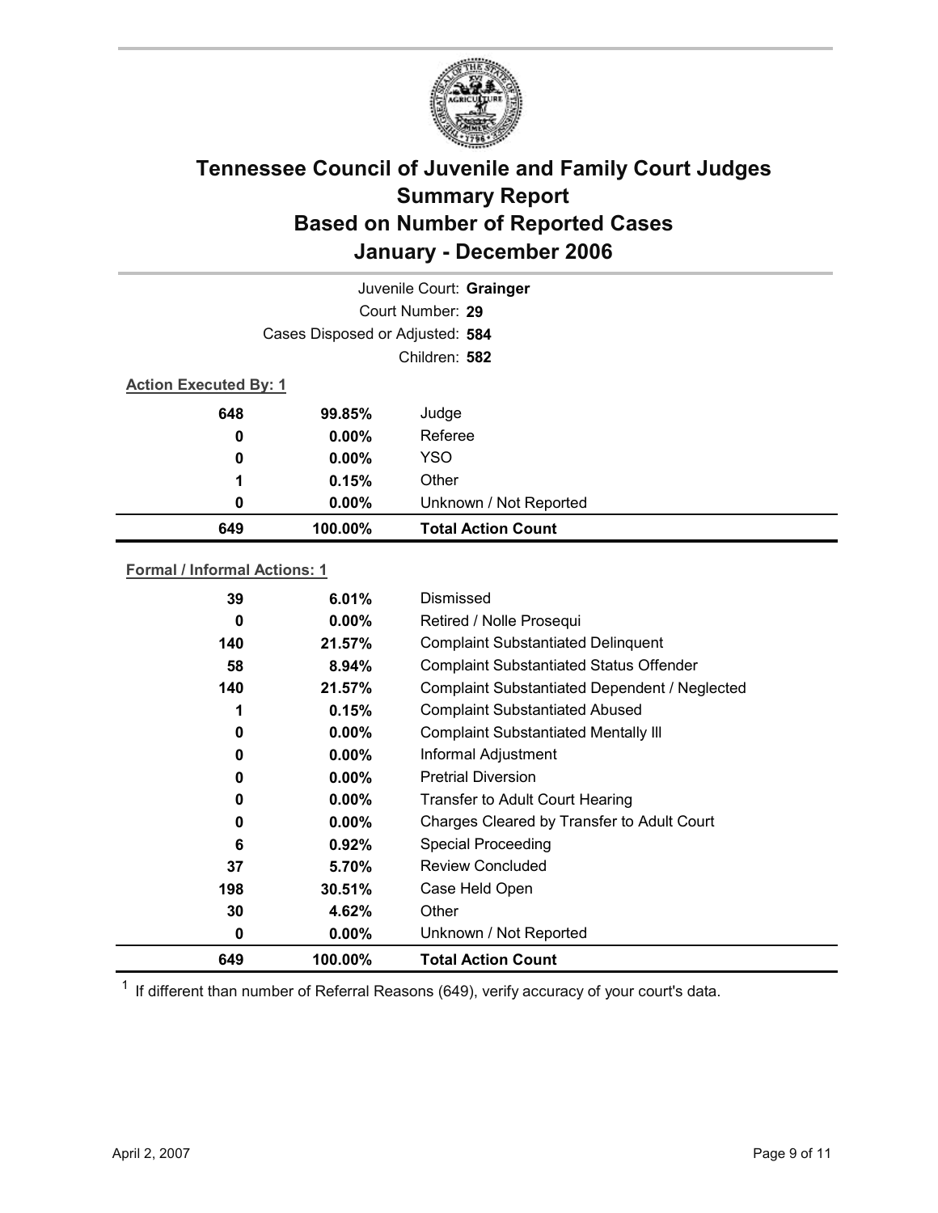# Tennessee Council of Juvenile and Family Court Judges
## Summary Report
## Based on Number of Reported Cases
## January - December 2006

Juvenile Court: **Grainger**

Court Number: **29**

Cases Disposed or Adjusted: **584**

Children: **582**

**Action Executed By: 1**

| Count | Percent | Action |
|---|---|---|
| 648 | 99.85% | Judge |
| 0 | 0.00% | Referee |
| 0 | 0.00% | YSO |
| 1 | 0.15% | Other |
| 0 | 0.00% | Unknown / Not Reported |
| **649** | **100.00%** | **Total Action Count** |

**Formal / Informal Actions: 1**

| Count | Percent | Action |
|---|---|---|
| 39 | 6.01% | Dismissed |
| 0 | 0.00% | Retired / Nolle Prosequi |
| 140 | 21.57% | Complaint Substantiated Delinquent |
| 58 | 8.94% | Complaint Substantiated Status Offender |
| 140 | 21.57% | Complaint Substantiated Dependent / Neglected |
| 1 | 0.15% | Complaint Substantiated Abused |
| 0 | 0.00% | Complaint Substantiated Mentally Ill |
| 0 | 0.00% | Informal Adjustment |
| 0 | 0.00% | Pretrial Diversion |
| 0 | 0.00% | Transfer to Adult Court Hearing |
| 0 | 0.00% | Charges Cleared by Transfer to Adult Court |
| 6 | 0.92% | Special Proceeding |
| 37 | 5.70% | Review Concluded |
| 198 | 30.51% | Case Held Open |
| 30 | 4.62% | Other |
| 0 | 0.00% | Unknown / Not Reported |
| **649** | **100.00%** | **Total Action Count** |

[1] If different than number of Referral Reasons (649), verify accuracy of your court's data.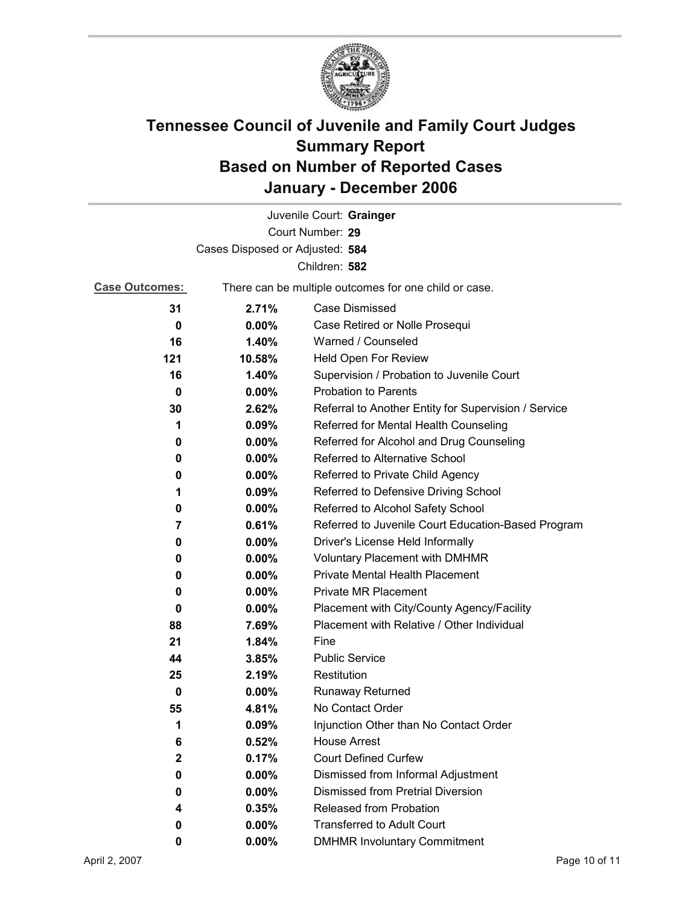# Tennessee Council of Juvenile and Family Court Judges
# Summary Report
# Based on Number of Reported Cases
# January - December 2006

Juvenile Court: **Grainger**

Court Number: **29**

Cases Disposed or Adjusted: **584**

Children: **582**

**Case Outcomes:** There can be multiple outcomes for one child or case.

| Count | Percent | Outcome |
|---|---|---|
| 31 | 2.71% | Case Dismissed |
| 0 | 0.00% | Case Retired or Nolle Prosequi |
| 16 | 1.40% | Warned / Counseled |
| 121 | 10.58% | Held Open For Review |
| 16 | 1.40% | Supervision / Probation to Juvenile Court |
| 0 | 0.00% | Probation to Parents |
| 30 | 2.62% | Referral to Another Entity for Supervision / Service |
| 1 | 0.09% | Referred for Mental Health Counseling |
| 0 | 0.00% | Referred for Alcohol and Drug Counseling |
| 0 | 0.00% | Referred to Alternative School |
| 0 | 0.00% | Referred to Private Child Agency |
| 1 | 0.09% | Referred to Defensive Driving School |
| 0 | 0.00% | Referred to Alcohol Safety School |
| 7 | 0.61% | Referred to Juvenile Court Education-Based Program |
| 0 | 0.00% | Driver's License Held Informally |
| 0 | 0.00% | Voluntary Placement with DMHMR |
| 0 | 0.00% | Private Mental Health Placement |
| 0 | 0.00% | Private MR Placement |
| 0 | 0.00% | Placement with City/County Agency/Facility |
| 88 | 7.69% | Placement with Relative / Other Individual |
| 21 | 1.84% | Fine |
| 44 | 3.85% | Public Service |
| 25 | 2.19% | Restitution |
| 0 | 0.00% | Runaway Returned |
| 55 | 4.81% | No Contact Order |
| 1 | 0.09% | Injunction Other than No Contact Order |
| 6 | 0.52% | House Arrest |
| 2 | 0.17% | Court Defined Curfew |
| 0 | 0.00% | Dismissed from Informal Adjustment |
| 0 | 0.00% | Dismissed from Pretrial Diversion |
| 4 | 0.35% | Released from Probation |
| 0 | 0.00% | Transferred to Adult Court |
| 0 | 0.00% | DMHMR Involuntary Commitment |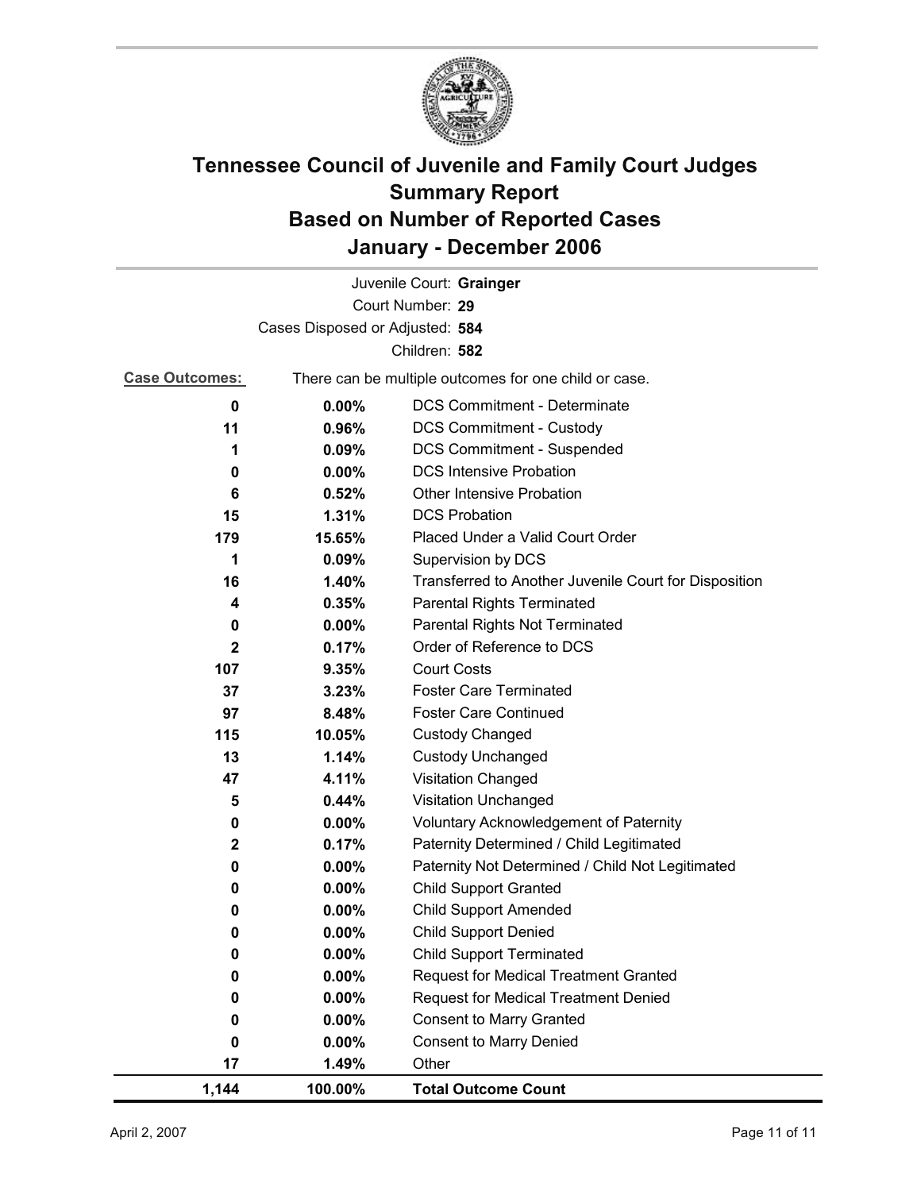# Tennessee Council of Juvenile and Family Court Judges Summary Report Based on Number of Reported Cases January - December 2006

Juvenile Court: **Grainger**

Court Number: **29**

Cases Disposed or Adjusted: **584**

Children: **582**

**Case Outcomes:** There can be multiple outcomes for one child or case.

| | | |
|---|---|---|
| 0 | 0.00% | DCS Commitment - Determinate |
| 11 | 0.96% | DCS Commitment - Custody |
| 1 | 0.09% | DCS Commitment - Suspended |
| 0 | 0.00% | DCS Intensive Probation |
| 6 | 0.52% | Other Intensive Probation |
| 15 | 1.31% | DCS Probation |
| 179 | 15.65% | Placed Under a Valid Court Order |
| 1 | 0.09% | Supervision by DCS |
| 16 | 1.40% | Transferred to Another Juvenile Court for Disposition |
| 4 | 0.35% | Parental Rights Terminated |
| 0 | 0.00% | Parental Rights Not Terminated |
| 2 | 0.17% | Order of Reference to DCS |
| 107 | 9.35% | Court Costs |
| 37 | 3.23% | Foster Care Terminated |
| 97 | 8.48% | Foster Care Continued |
| 115 | 10.05% | Custody Changed |
| 13 | 1.14% | Custody Unchanged |
| 47 | 4.11% | Visitation Changed |
| 5 | 0.44% | Visitation Unchanged |
| 0 | 0.00% | Voluntary Acknowledgement of Paternity |
| 2 | 0.17% | Paternity Determined / Child Legitimated |
| 0 | 0.00% | Paternity Not Determined / Child Not Legitimated |
| 0 | 0.00% | Child Support Granted |
| 0 | 0.00% | Child Support Amended |
| 0 | 0.00% | Child Support Denied |
| 0 | 0.00% | Child Support Terminated |
| 0 | 0.00% | Request for Medical Treatment Granted |
| 0 | 0.00% | Request for Medical Treatment Denied |
| 0 | 0.00% | Consent to Marry Granted |
| 0 | 0.00% | Consent to Marry Denied |
| 17 | 1.49% | Other |
| **1,144** | **100.00%** | **Total Outcome Count** |

April 2, 2007